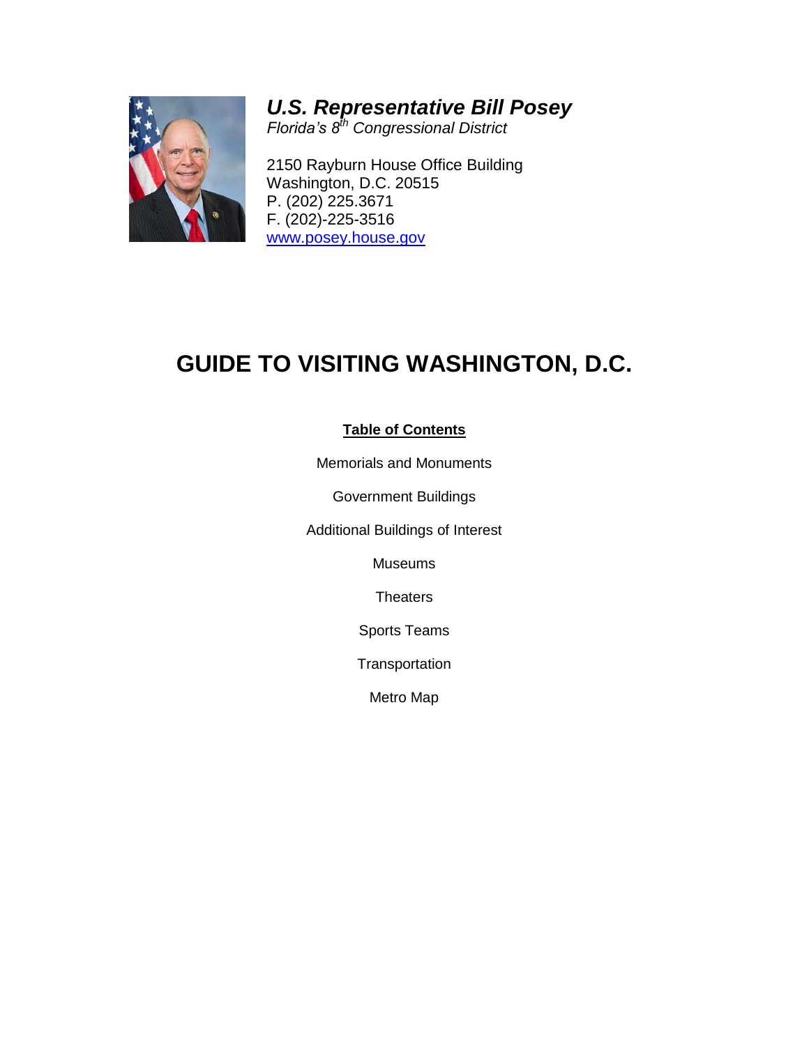***U.S. Representative Bill Posey***
*Florida's 8th Congressional District*

2150 Rayburn House Office Building
Washington, D.C. 20515
P. (202) 225.3671
F. (202)-225-3516
[www.posey.house.gov](http://www.posey.house.gov)

# GUIDE TO VISITING WASHINGTON, D.C.

**Table of Contents**

Memorials and Monuments

Government Buildings

Additional Buildings of Interest

Museums

Theaters

Sports Teams

Transportation

Metro Map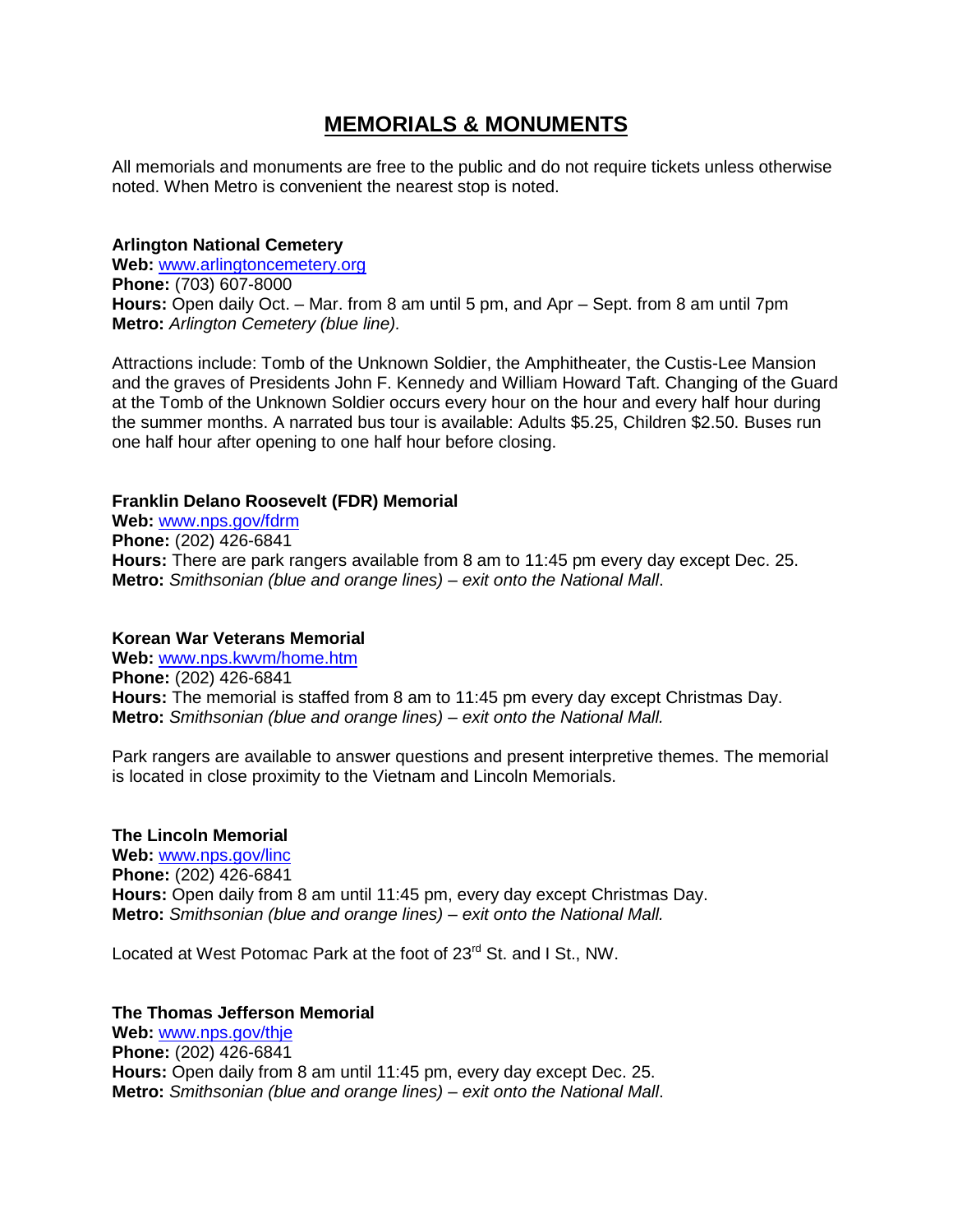# MEMORIALS & MONUMENTS

All memorials and monuments are free to the public and do not require tickets unless otherwise noted. When Metro is convenient the nearest stop is noted.

**Arlington National Cemetery**
**Web:** [www.arlingtoncemetery.org](www.arlingtoncemetery.org)
**Phone:** (703) 607-8000
**Hours:** Open daily Oct. – Mar. from 8 am until 5 pm, and Apr – Sept. from 8 am until 7pm
**Metro:** *Arlington Cemetery (blue line).*

Attractions include: Tomb of the Unknown Soldier, the Amphitheater, the Custis-Lee Mansion and the graves of Presidents John F. Kennedy and William Howard Taft. Changing of the Guard at the Tomb of the Unknown Soldier occurs every hour on the hour and every half hour during the summer months. A narrated bus tour is available: Adults $5.25, Children $2.50. Buses run one half hour after opening to one half hour before closing.

**Franklin Delano Roosevelt (FDR) Memorial**
**Web:** [www.nps.gov/fdrm](www.nps.gov/fdrm)
**Phone:** (202) 426-6841
**Hours:** There are park rangers available from 8 am to 11:45 pm every day except Dec. 25.
**Metro:** *Smithsonian (blue and orange lines) – exit onto the National Mall*.

**Korean War Veterans Memorial**
**Web:** [www.nps.kwvm/home.htm](www.nps.kwvm/home.htm)
**Phone:** (202) 426-6841
**Hours:** The memorial is staffed from 8 am to 11:45 pm every day except Christmas Day.
**Metro:** *Smithsonian (blue and orange lines) – exit onto the National Mall.*

Park rangers are available to answer questions and present interpretive themes. The memorial is located in close proximity to the Vietnam and Lincoln Memorials.

**The Lincoln Memorial**
**Web:** [www.nps.gov/linc](www.nps.gov/linc)
**Phone:** (202) 426-6841
**Hours:** Open daily from 8 am until 11:45 pm, every day except Christmas Day.
**Metro:** *Smithsonian (blue and orange lines) – exit onto the National Mall.*

Located at West Potomac Park at the foot of 23rd St. and I St., NW.

**The Thomas Jefferson Memorial**
**Web:** [www.nps.gov/thje](www.nps.gov/thje)
**Phone:** (202) 426-6841
**Hours:** Open daily from 8 am until 11:45 pm, every day except Dec. 25.
**Metro:** *Smithsonian (blue and orange lines) – exit onto the National Mall*.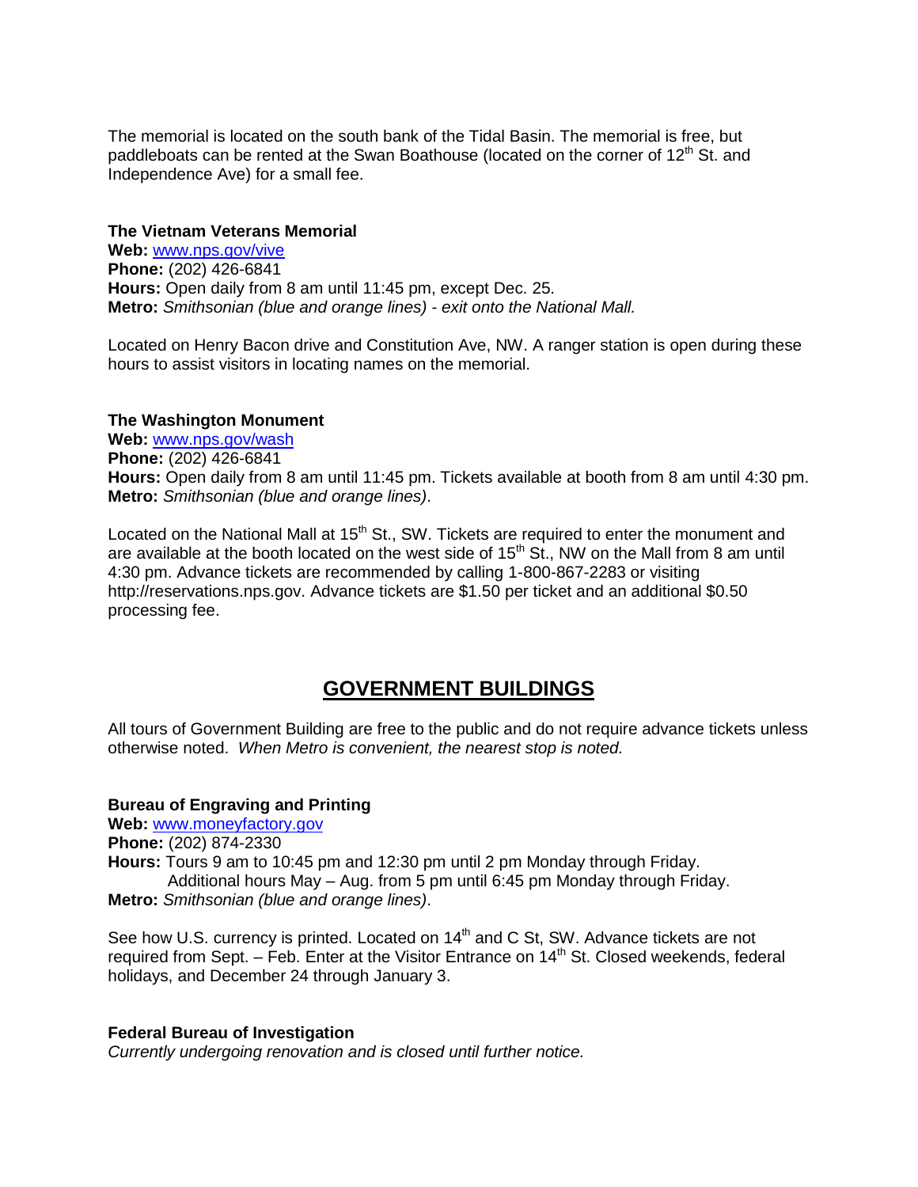The memorial is located on the south bank of the Tidal Basin. The memorial is free, but paddleboats can be rented at the Swan Boathouse (located on the corner of 12th St. and Independence Ave) for a small fee.

**The Vietnam Veterans Memorial**
**Web:** [www.nps.gov/vive](www.nps.gov/vive)
**Phone:** (202) 426-6841
**Hours:** Open daily from 8 am until 11:45 pm, except Dec. 25.
**Metro:** *Smithsonian (blue and orange lines) - exit onto the National Mall.*

Located on Henry Bacon drive and Constitution Ave, NW. A ranger station is open during these hours to assist visitors in locating names on the memorial.

**The Washington Monument**
**Web:** [www.nps.gov/wash](www.nps.gov/wash)
**Phone:** (202) 426-6841
**Hours:** Open daily from 8 am until 11:45 pm. Tickets available at booth from 8 am until 4:30 pm.
**Metro:** *Smithsonian (blue and orange lines)*.

Located on the National Mall at 15th St., SW. Tickets are required to enter the monument and are available at the booth located on the west side of 15th St., NW on the Mall from 8 am until 4:30 pm. Advance tickets are recommended by calling 1-800-867-2283 or visiting http://reservations.nps.gov. Advance tickets are $1.50 per ticket and an additional $0.50 processing fee.

## GOVERNMENT BUILDINGS

All tours of Government Building are free to the public and do not require advance tickets unless otherwise noted. *When Metro is convenient, the nearest stop is noted.*

**Bureau of Engraving and Printing**
**Web:** [www.moneyfactory.gov](www.moneyfactory.gov)
**Phone:** (202) 874-2330
**Hours:** Tours 9 am to 10:45 pm and 12:30 pm until 2 pm Monday through Friday.
Additional hours May – Aug. from 5 pm until 6:45 pm Monday through Friday.
**Metro:** *Smithsonian (blue and orange lines)*.

See how U.S. currency is printed. Located on 14th and C St, SW. Advance tickets are not required from Sept. – Feb. Enter at the Visitor Entrance on 14th St. Closed weekends, federal holidays, and December 24 through January 3.

**Federal Bureau of Investigation**
*Currently undergoing renovation and is closed until further notice.*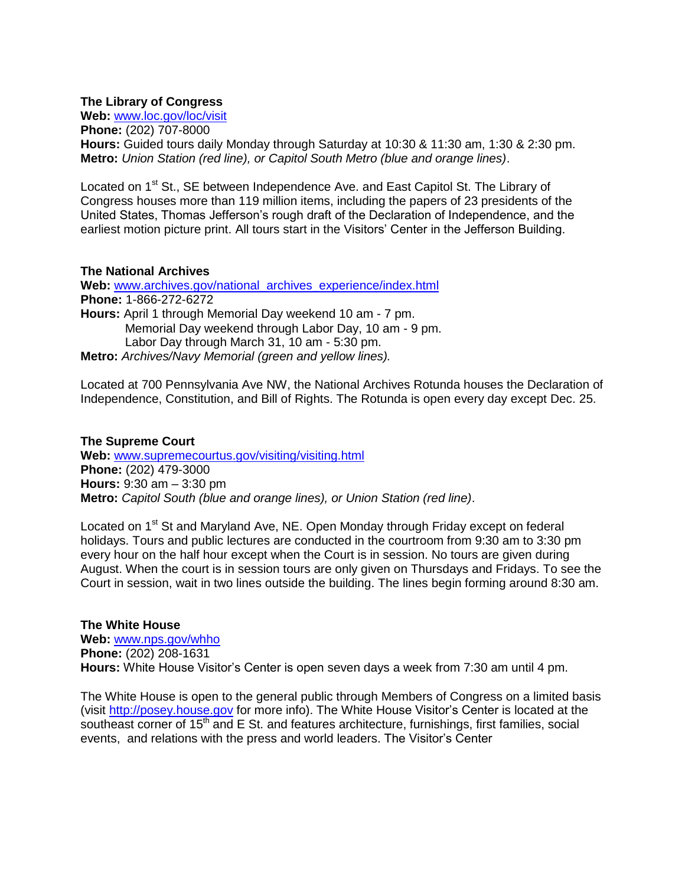**The Library of Congress**
**Web:** [www.loc.gov/loc/visit](www.loc.gov/loc/visit)
**Phone:** (202) 707-8000
**Hours:** Guided tours daily Monday through Saturday at 10:30 & 11:30 am, 1:30 & 2:30 pm.
**Metro:** *Union Station (red line), or Capitol South Metro (blue and orange lines)*.

Located on 1st St., SE between Independence Ave. and East Capitol St. The Library of Congress houses more than 119 million items, including the papers of 23 presidents of the United States, Thomas Jefferson's rough draft of the Declaration of Independence, and the earliest motion picture print. All tours start in the Visitors' Center in the Jefferson Building.

**The National Archives**
**Web:** [www.archives.gov/national_archives_experience/index.html](www.archives.gov/national_archives_experience/index.html)
**Phone:** 1-866-272-6272
**Hours:** April 1 through Memorial Day weekend 10 am - 7 pm.
Memorial Day weekend through Labor Day, 10 am - 9 pm.
Labor Day through March 31, 10 am - 5:30 pm.
**Metro:** *Archives/Navy Memorial (green and yellow lines).*

Located at 700 Pennsylvania Ave NW, the National Archives Rotunda houses the Declaration of Independence, Constitution, and Bill of Rights. The Rotunda is open every day except Dec. 25.

**The Supreme Court**
**Web:** [www.supremecourtus.gov/visiting/visiting.html](www.supremecourtus.gov/visiting/visiting.html)
**Phone:** (202) 479-3000
**Hours:** 9:30 am – 3:30 pm
**Metro:** *Capitol South (blue and orange lines), or Union Station (red line)*.

Located on 1st St and Maryland Ave, NE. Open Monday through Friday except on federal holidays. Tours and public lectures are conducted in the courtroom from 9:30 am to 3:30 pm every hour on the half hour except when the Court is in session. No tours are given during August. When the court is in session tours are only given on Thursdays and Fridays. To see the Court in session, wait in two lines outside the building. The lines begin forming around 8:30 am.

**The White House**
**Web:** [www.nps.gov/whho](www.nps.gov/whho)
**Phone:** (202) 208-1631
**Hours:** White House Visitor's Center is open seven days a week from 7:30 am until 4 pm.

The White House is open to the general public through Members of Congress on a limited basis (visit [http://posey.house.gov](http://posey.house.gov) for more info). The White House Visitor's Center is located at the southeast corner of 15th and E St. and features architecture, furnishings, first families, social events, and relations with the press and world leaders. The Visitor's Center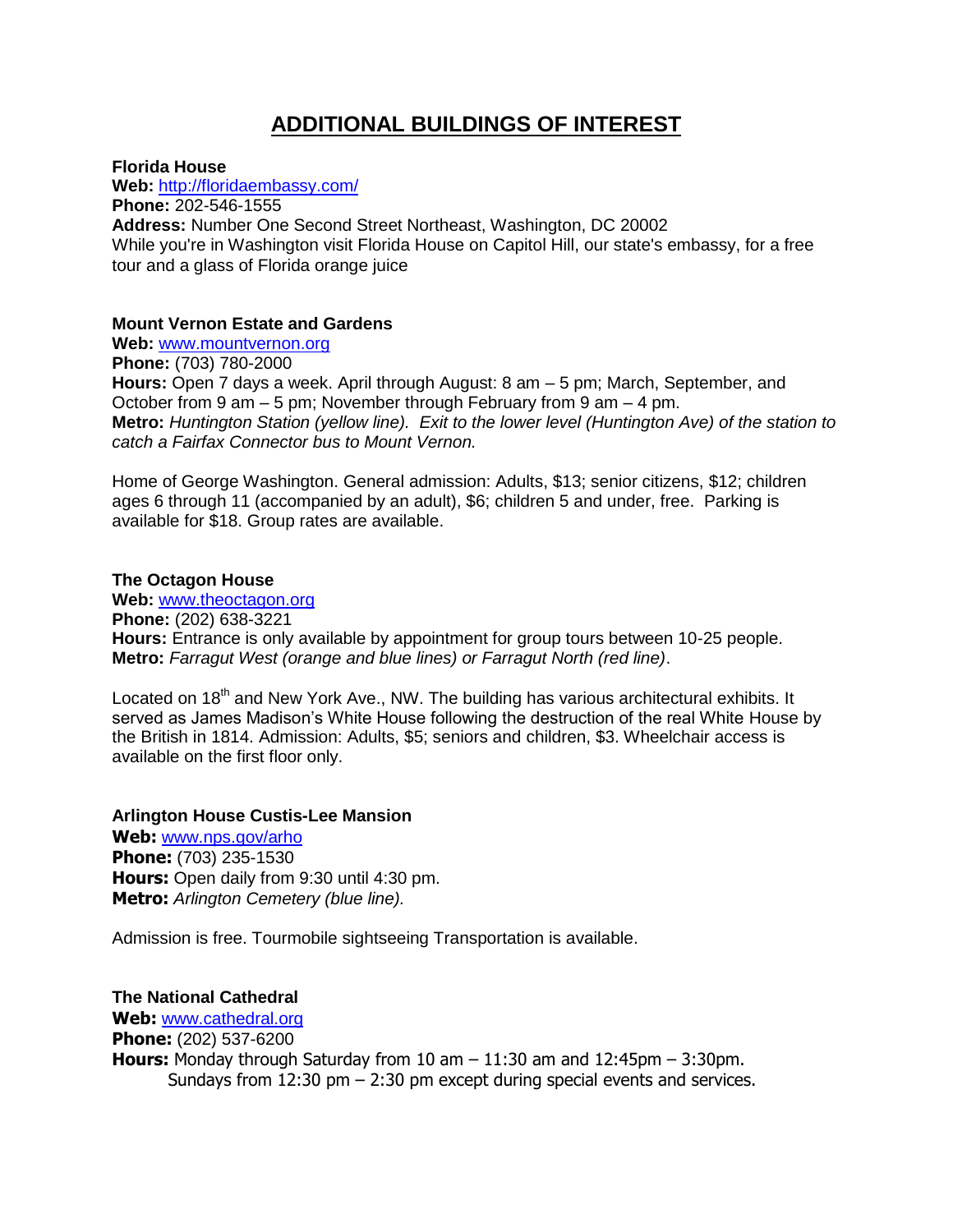# ADDITIONAL BUILDINGS OF INTEREST

**Florida House**
**Web:** [http://floridaembassy.com/](http://floridaembassy.com/)
**Phone:** 202-546-1555
**Address:** Number One Second Street Northeast, Washington, DC 20002
While you're in Washington visit Florida House on Capitol Hill, our state's embassy, for a free tour and a glass of Florida orange juice

**Mount Vernon Estate and Gardens**
**Web:** [www.mountvernon.org](www.mountvernon.org)
**Phone:** (703) 780-2000
**Hours:** Open 7 days a week. April through August: 8 am – 5 pm; March, September, and October from 9 am – 5 pm; November through February from 9 am – 4 pm.
**Metro:** *Huntington Station (yellow line). Exit to the lower level (Huntington Ave) of the station to catch a Fairfax Connector bus to Mount Vernon.*

Home of George Washington. General admission: Adults, $13; senior citizens, $12; children ages 6 through 11 (accompanied by an adult), $6; children 5 and under, free. Parking is available for $18. Group rates are available.

**The Octagon House**
**Web:** [www.theoctagon.org](www.theoctagon.org)
**Phone:** (202) 638-3221
**Hours:** Entrance is only available by appointment for group tours between 10-25 people.
**Metro:** *Farragut West (orange and blue lines) or Farragut North (red line)*.

Located on 18th and New York Ave., NW. The building has various architectural exhibits. It served as James Madison's White House following the destruction of the real White House by the British in 1814. Admission: Adults, $5; seniors and children, $3. Wheelchair access is available on the first floor only.

**Arlington House Custis-Lee Mansion**
**Web:** [www.nps.gov/arho](www.nps.gov/arho)
**Phone:** (703) 235-1530
**Hours:** Open daily from 9:30 until 4:30 pm.
**Metro:** *Arlington Cemetery (blue line).*

Admission is free. Tourmobile sightseeing Transportation is available.

**The National Cathedral**
**Web:** [www.cathedral.org](www.cathedral.org)
**Phone:** (202) 537-6200
**Hours:** Monday through Saturday from 10 am – 11:30 am and 12:45pm – 3:30pm.
Sundays from 12:30 pm – 2:30 pm except during special events and services.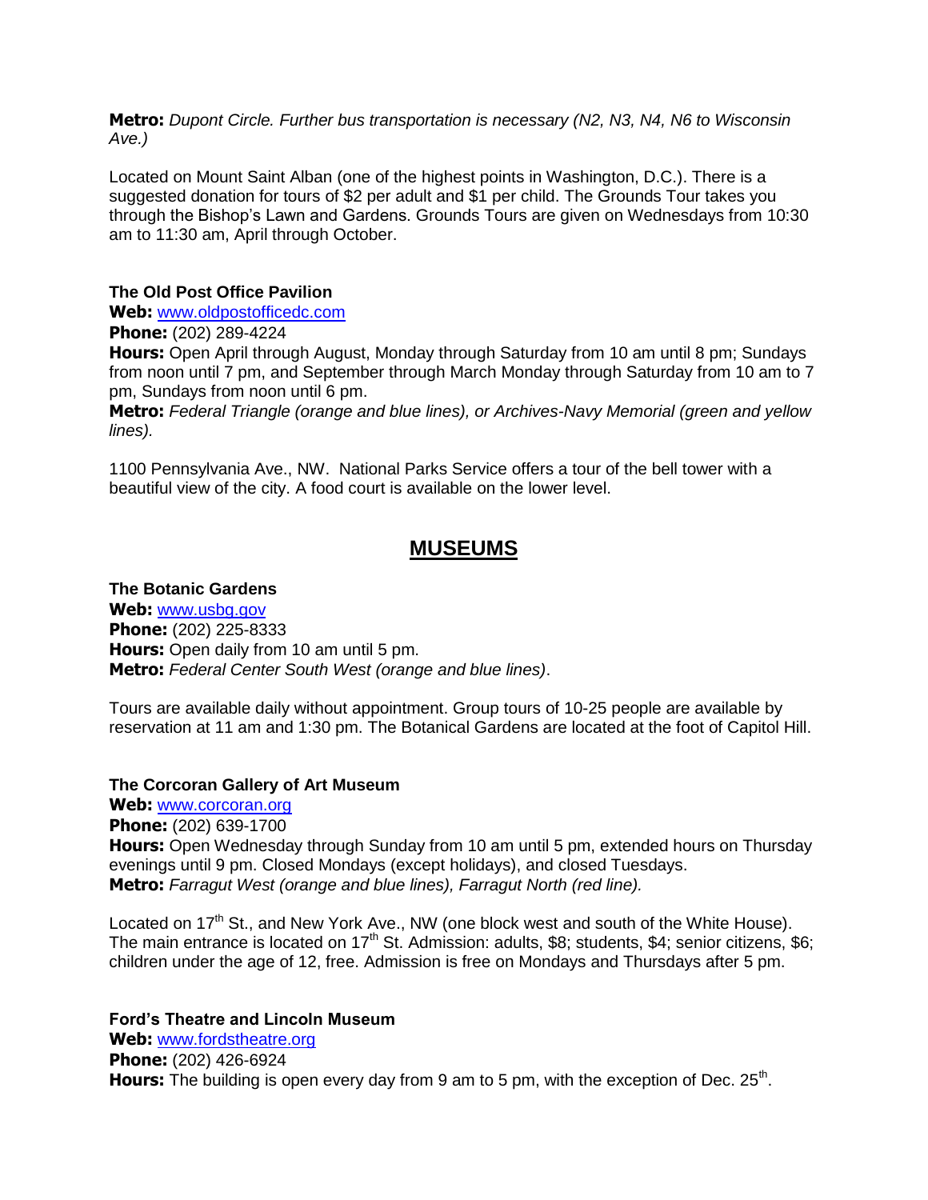**Metro:** *Dupont Circle. Further bus transportation is necessary (N2, N3, N4, N6 to Wisconsin Ave.)*

Located on Mount Saint Alban (one of the highest points in Washington, D.C.). There is a suggested donation for tours of $2 per adult and $1 per child. The Grounds Tour takes you through the Bishop's Lawn and Gardens. Grounds Tours are given on Wednesdays from 10:30 am to 11:30 am, April through October.

**The Old Post Office Pavilion**

**Web:** www.oldpostofficedc.com

**Phone:** (202) 289-4224

**Hours:** Open April through August, Monday through Saturday from 10 am until 8 pm; Sundays from noon until 7 pm, and September through March Monday through Saturday from 10 am to 7 pm, Sundays from noon until 6 pm.

**Metro:** *Federal Triangle (orange and blue lines), or Archives-Navy Memorial (green and yellow lines).*

1100 Pennsylvania Ave., NW. National Parks Service offers a tour of the bell tower with a beautiful view of the city. A food court is available on the lower level.

## MUSEUMS

**The Botanic Gardens**

**Web:** www.usbg.gov

**Phone:** (202) 225-8333

**Hours:** Open daily from 10 am until 5 pm.

**Metro:** *Federal Center South West (orange and blue lines)*.

Tours are available daily without appointment. Group tours of 10-25 people are available by reservation at 11 am and 1:30 pm. The Botanical Gardens are located at the foot of Capitol Hill.

**The Corcoran Gallery of Art Museum**

**Web:** www.corcoran.org

**Phone:** (202) 639-1700

**Hours:** Open Wednesday through Sunday from 10 am until 5 pm, extended hours on Thursday evenings until 9 pm. Closed Mondays (except holidays), and closed Tuesdays.

**Metro:** *Farragut West (orange and blue lines), Farragut North (red line).*

Located on 17th St., and New York Ave., NW (one block west and south of the White House). The main entrance is located on 17th St. Admission: adults, $8; students, $4; senior citizens, $6; children under the age of 12, free. Admission is free on Mondays and Thursdays after 5 pm.

**Ford's Theatre and Lincoln Museum**

**Web:** www.fordstheatre.org

**Phone:** (202) 426-6924

**Hours:** The building is open every day from 9 am to 5 pm, with the exception of Dec. 25th.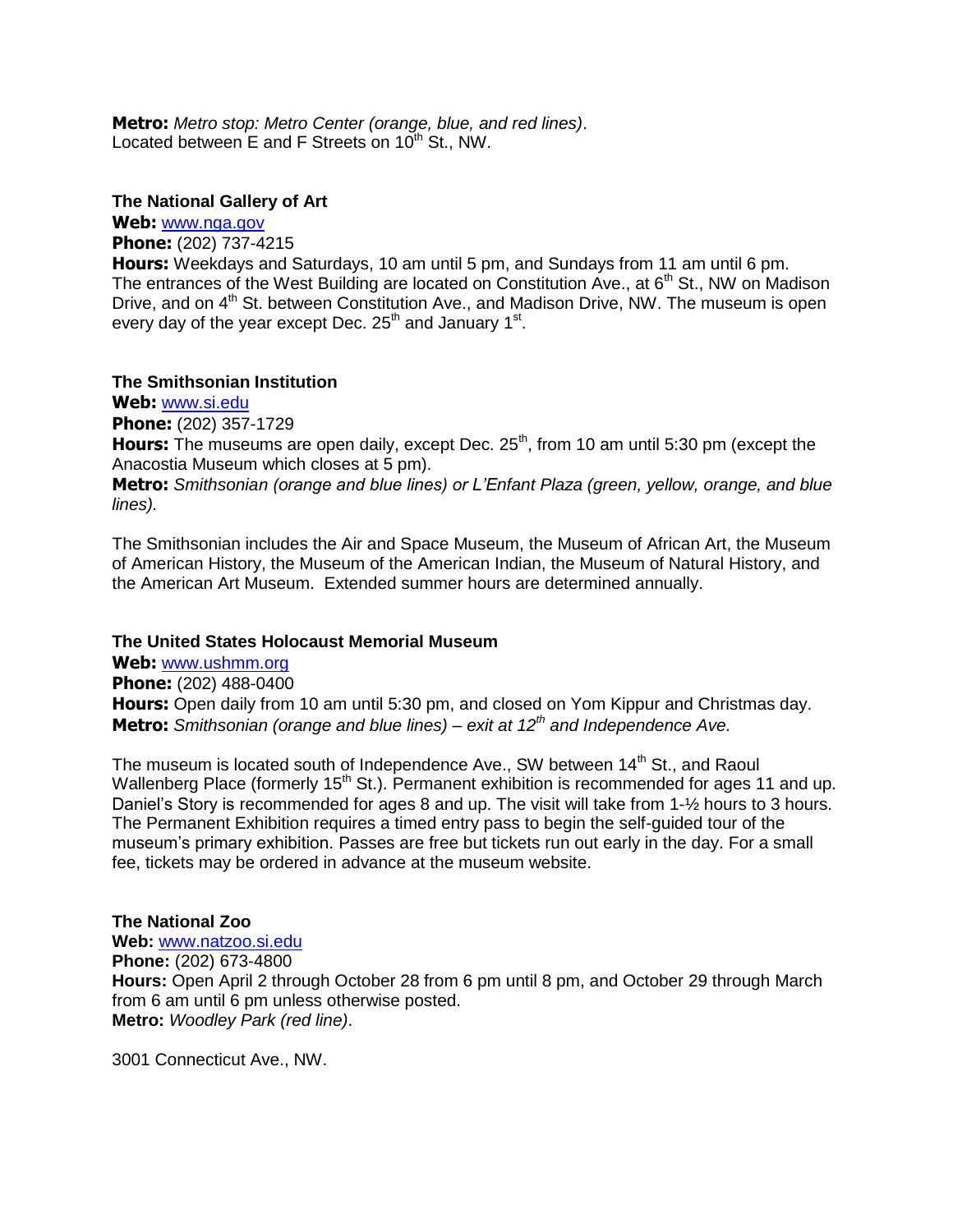**Metro:** *Metro stop: Metro Center (orange, blue, and red lines)*.
Located between E and F Streets on 10th St., NW.

**The National Gallery of Art**

**Web:** www.nga.gov

**Phone:** (202) 737-4215

**Hours:** Weekdays and Saturdays, 10 am until 5 pm, and Sundays from 11 am until 6 pm. The entrances of the West Building are located on Constitution Ave., at 6th St., NW on Madison Drive, and on 4th St. between Constitution Ave., and Madison Drive, NW. The museum is open every day of the year except Dec. 25th and January 1st.

**The Smithsonian Institution**

**Web:** www.si.edu

**Phone:** (202) 357-1729

**Hours:** The museums are open daily, except Dec. 25th, from 10 am until 5:30 pm (except the Anacostia Museum which closes at 5 pm).

**Metro:** *Smithsonian (orange and blue lines) or L'Enfant Plaza (green, yellow, orange, and blue lines).*

The Smithsonian includes the Air and Space Museum, the Museum of African Art, the Museum of American History, the Museum of the American Indian, the Museum of Natural History, and the American Art Museum. Extended summer hours are determined annually.

**The United States Holocaust Memorial Museum**

**Web:** www.ushmm.org

**Phone:** (202) 488-0400

**Hours:** Open daily from 10 am until 5:30 pm, and closed on Yom Kippur and Christmas day.

**Metro:** *Smithsonian (orange and blue lines) – exit at 12th and Independence Ave.*

The museum is located south of Independence Ave., SW between 14th St., and Raoul Wallenberg Place (formerly 15th St.). Permanent exhibition is recommended for ages 11 and up. Daniel's Story is recommended for ages 8 and up. The visit will take from 1-½ hours to 3 hours. The Permanent Exhibition requires a timed entry pass to begin the self-guided tour of the museum's primary exhibition. Passes are free but tickets run out early in the day. For a small fee, tickets may be ordered in advance at the museum website.

**The National Zoo**

**Web:** www.natzoo.si.edu

**Phone:** (202) 673-4800

**Hours:** Open April 2 through October 28 from 6 pm until 8 pm, and October 29 through March from 6 am until 6 pm unless otherwise posted.

**Metro:** *Woodley Park (red line)*.

3001 Connecticut Ave., NW.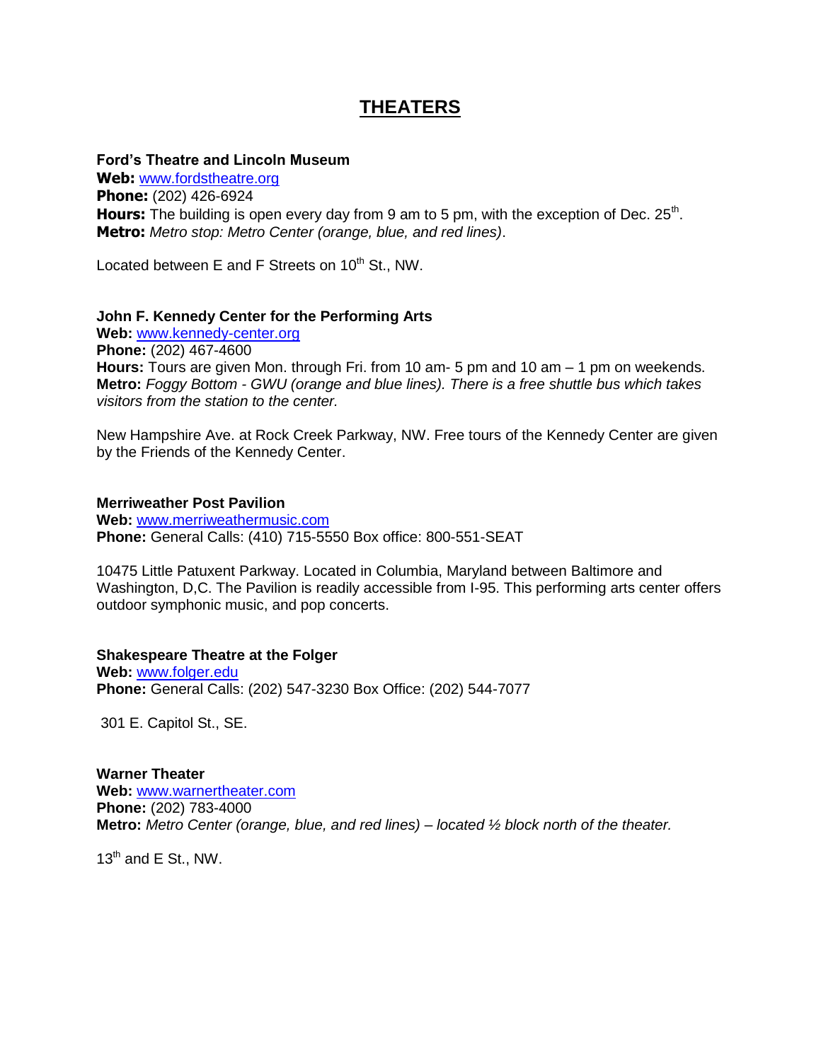# THEATERS

**Ford's Theatre and Lincoln Museum**
**Web:** www.fordstheatre.org
**Phone:** (202) 426-6924
**Hours:** The building is open every day from 9 am to 5 pm, with the exception of Dec. 25th.
**Metro:** *Metro stop: Metro Center (orange, blue, and red lines).*

Located between E and F Streets on 10th St., NW.

**John F. Kennedy Center for the Performing Arts**
**Web:** www.kennedy-center.org
**Phone:** (202) 467-4600
**Hours:** Tours are given Mon. through Fri. from 10 am- 5 pm and 10 am – 1 pm on weekends.
**Metro:** *Foggy Bottom - GWU (orange and blue lines). There is a free shuttle bus which takes visitors from the station to the center.*

New Hampshire Ave. at Rock Creek Parkway, NW. Free tours of the Kennedy Center are given by the Friends of the Kennedy Center.

**Merriweather Post Pavilion**
**Web:** www.merriweathermusic.com
**Phone:** General Calls: (410) 715-5550 Box office: 800-551-SEAT

10475 Little Patuxent Parkway. Located in Columbia, Maryland between Baltimore and Washington, D,C. The Pavilion is readily accessible from I-95. This performing arts center offers outdoor symphonic music, and pop concerts.

**Shakespeare Theatre at the Folger**
**Web:** www.folger.edu
**Phone:** General Calls: (202) 547-3230 Box Office: (202) 544-7077

301 E. Capitol St., SE.

**Warner Theater**
**Web:** www.warnertheater.com
**Phone:** (202) 783-4000
**Metro:** *Metro Center (orange, blue, and red lines) – located ½ block north of the theater.*

13th and E St., NW.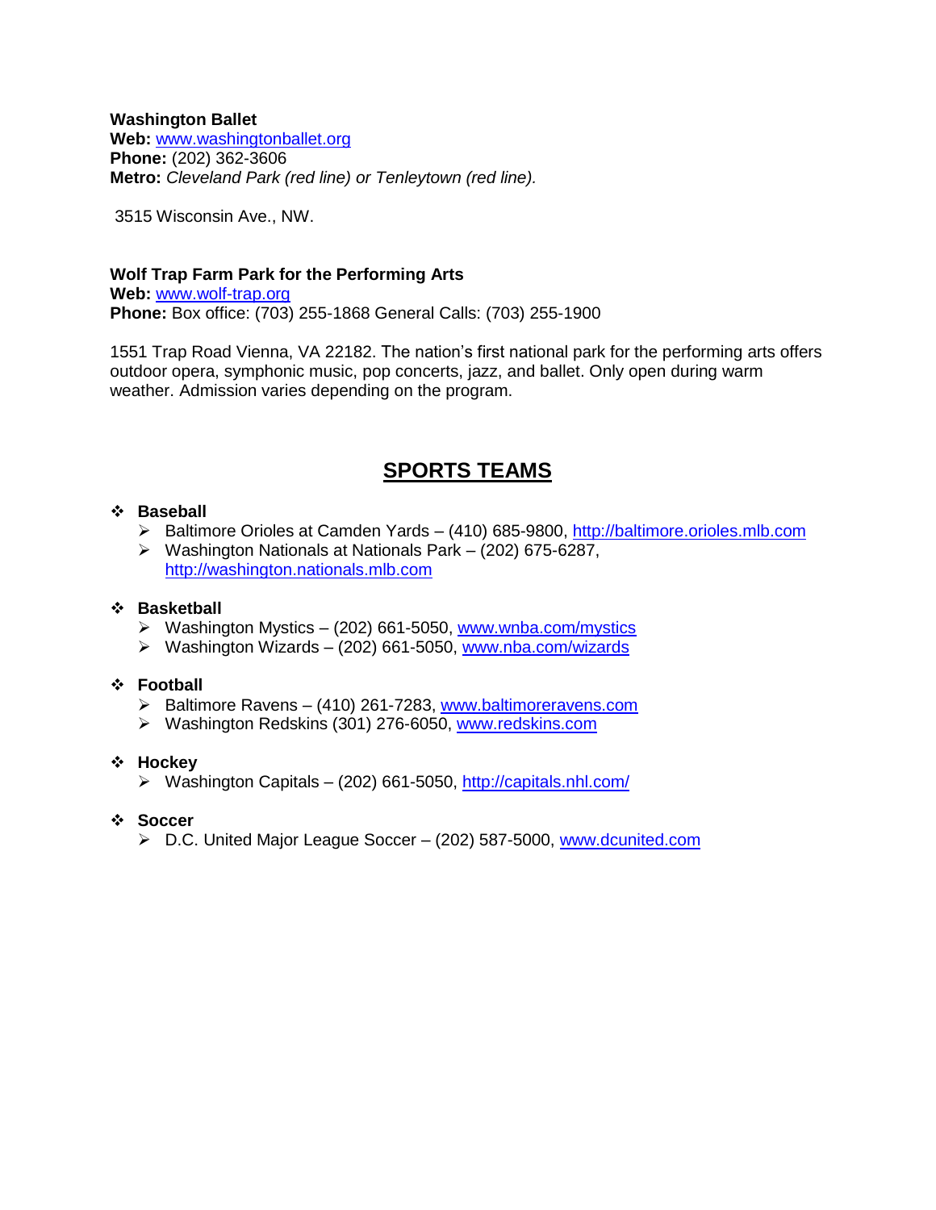**Washington Ballet**
**Web:** www.washingtonballet.org
**Phone:** (202) 362-3606
**Metro:** *Cleveland Park (red line) or Tenleytown (red line).*

3515 Wisconsin Ave., NW.

**Wolf Trap Farm Park for the Performing Arts**
**Web:** www.wolf-trap.org
**Phone:** Box office: (703) 255-1868 General Calls: (703) 255-1900

1551 Trap Road Vienna, VA 22182. The nation's first national park for the performing arts offers outdoor opera, symphonic music, pop concerts, jazz, and ballet. Only open during warm weather. Admission varies depending on the program.

## SPORTS TEAMS

- **Baseball**
  - Baltimore Orioles at Camden Yards – (410) 685-9800, http://baltimore.orioles.mlb.com
  - Washington Nationals at Nationals Park – (202) 675-6287, http://washington.nationals.mlb.com
- **Basketball**
  - Washington Mystics – (202) 661-5050, www.wnba.com/mystics
  - Washington Wizards – (202) 661-5050, www.nba.com/wizards
- **Football**
  - Baltimore Ravens – (410) 261-7283, www.baltimoreravens.com
  - Washington Redskins (301) 276-6050, www.redskins.com
- **Hockey**
  - Washington Capitals – (202) 661-5050, http://capitals.nhl.com/
- **Soccer**
  - D.C. United Major League Soccer – (202) 587-5000, www.dcunited.com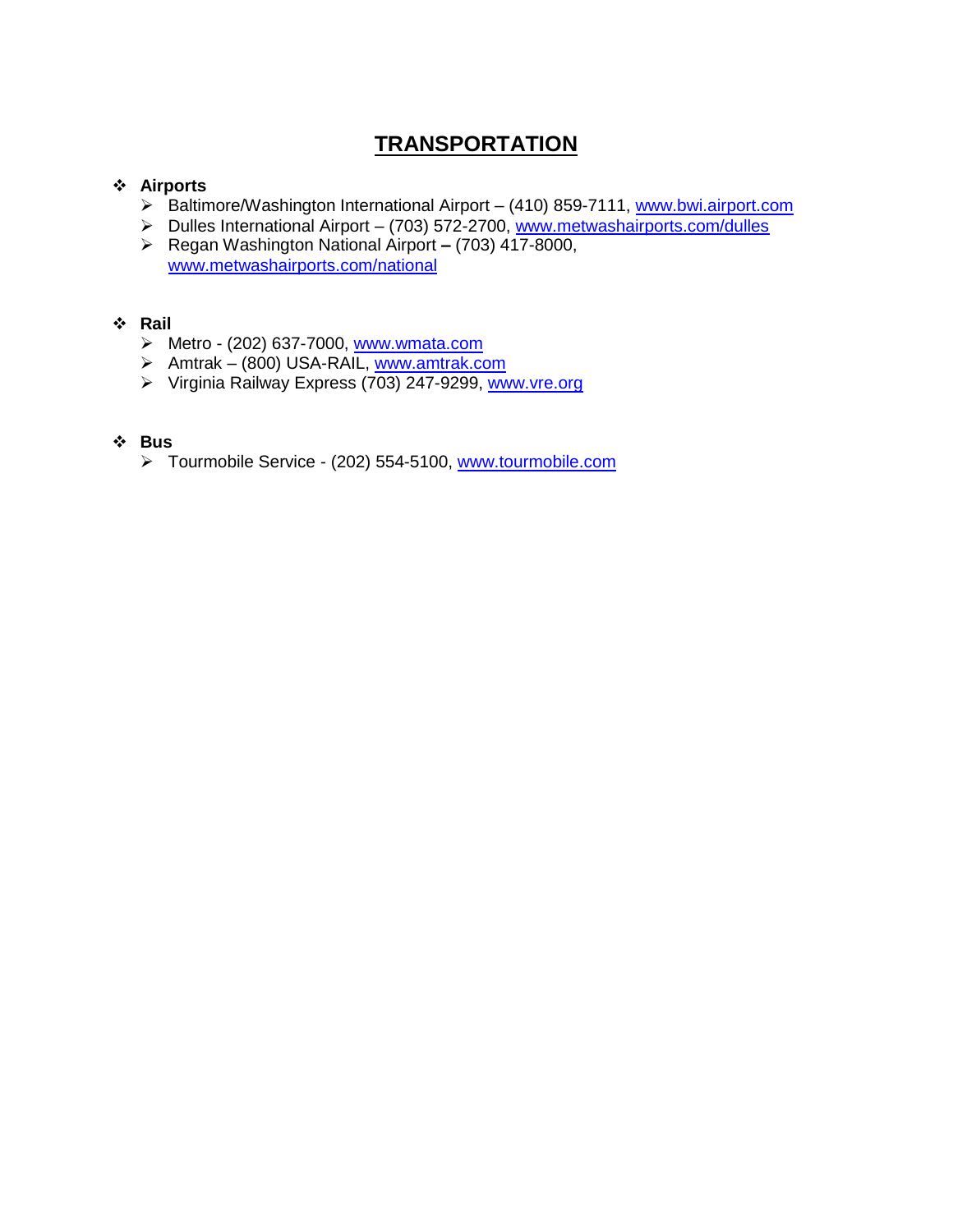# TRANSPORTATION

- **Airports**
  - Baltimore/Washington International Airport – (410) 859-7111, www.bwi.airport.com
  - Dulles International Airport – (703) 572-2700, www.metwashairports.com/dulles
  - Regan Washington National Airport **–** (703) 417-8000, www.metwashairports.com/national

- **Rail**
  - Metro - (202) 637-7000, www.wmata.com
  - Amtrak – (800) USA-RAIL, www.amtrak.com
  - Virginia Railway Express (703) 247-9299, www.vre.org

- **Bus**
  - Tourmobile Service - (202) 554-5100, www.tourmobile.com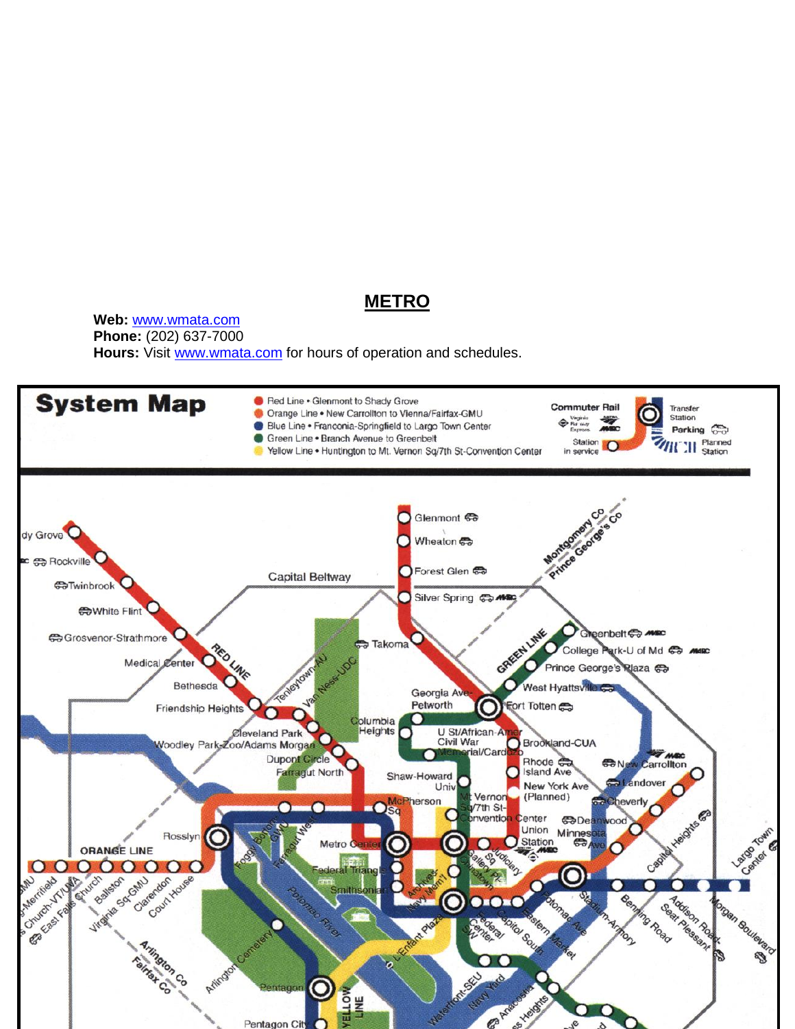## METRO

**Web:** www.wmata.com
**Phone:** (202) 637-7000
**Hours:** Visit www.wmata.com for hours of operation and schedules.

System Map

Red Line • Glenmont to Shady Grove
Orange Line • New Carrollton to Vienna/Fairfax-GMU
Blue Line • Franconia-Springfield to Largo Town Center
Green Line • Branch Avenue to Greenbelt
Yellow Line • Huntington to Mt. Vernon Sq/7th St-Convention Center

Commuter Rail
Station in service
Transfer Station
Parking
Planned Station